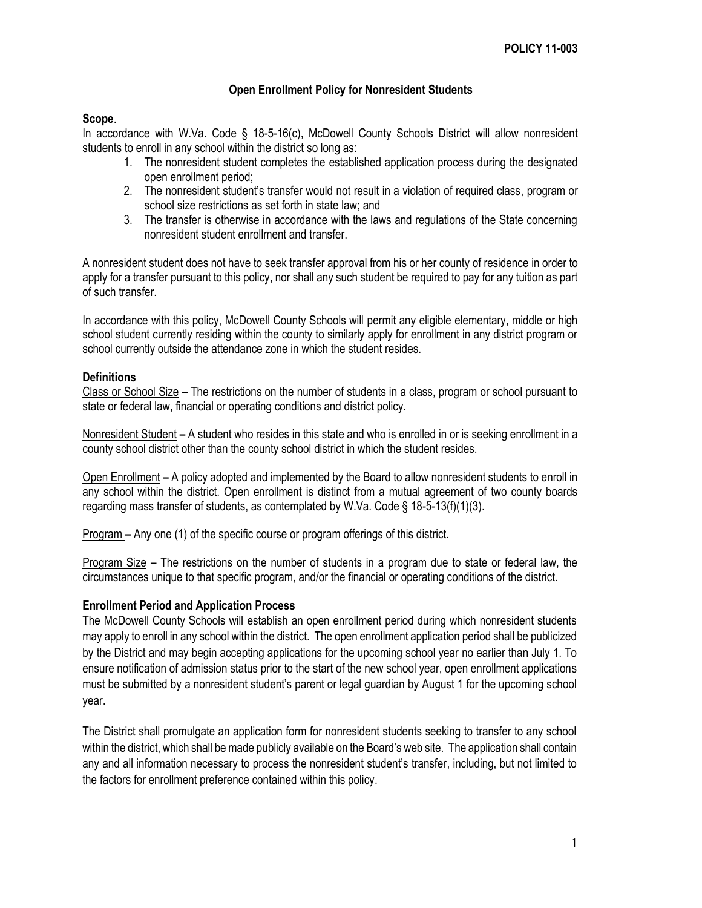**POLICY 11-003**

# Open Enrollment Policy for Nonresident Students

**Scope**.

In accordance with W.Va. Code § 18-5-16(c), McDowell County Schools District will allow nonresident students to enroll in any school within the district so long as:

1. The nonresident student completes the established application process during the designated open enrollment period;
2. The nonresident student's transfer would not result in a violation of required class, program or school size restrictions as set forth in state law; and
3. The transfer is otherwise in accordance with the laws and regulations of the State concerning nonresident student enrollment and transfer.

A nonresident student does not have to seek transfer approval from his or her county of residence in order to apply for a transfer pursuant to this policy, nor shall any such student be required to pay for any tuition as part of such transfer.

In accordance with this policy, McDowell County Schools will permit any eligible elementary, middle or high school student currently residing within the county to similarly apply for enrollment in any district program or school currently outside the attendance zone in which the student resides.

**Definitions**

Class or School Size **–** The restrictions on the number of students in a class, program or school pursuant to state or federal law, financial or operating conditions and district policy.

Nonresident Student **–** A student who resides in this state and who is enrolled in or is seeking enrollment in a county school district other than the county school district in which the student resides.

Open Enrollment **–** A policy adopted and implemented by the Board to allow nonresident students to enroll in any school within the district. Open enrollment is distinct from a mutual agreement of two county boards regarding mass transfer of students, as contemplated by W.Va. Code § 18-5-13(f)(1)(3).

Program **–** Any one (1) of the specific course or program offerings of this district.

Program Size **–** The restrictions on the number of students in a program due to state or federal law, the circumstances unique to that specific program, and/or the financial or operating conditions of the district.

**Enrollment Period and Application Process**

The McDowell County Schools will establish an open enrollment period during which nonresident students may apply to enroll in any school within the district. The open enrollment application period shall be publicized by the District and may begin accepting applications for the upcoming school year no earlier than July 1. To ensure notification of admission status prior to the start of the new school year, open enrollment applications must be submitted by a nonresident student's parent or legal guardian by August 1 for the upcoming school year.

The District shall promulgate an application form for nonresident students seeking to transfer to any school within the district, which shall be made publicly available on the Board's web site. The application shall contain any and all information necessary to process the nonresident student's transfer, including, but not limited to the factors for enrollment preference contained within this policy.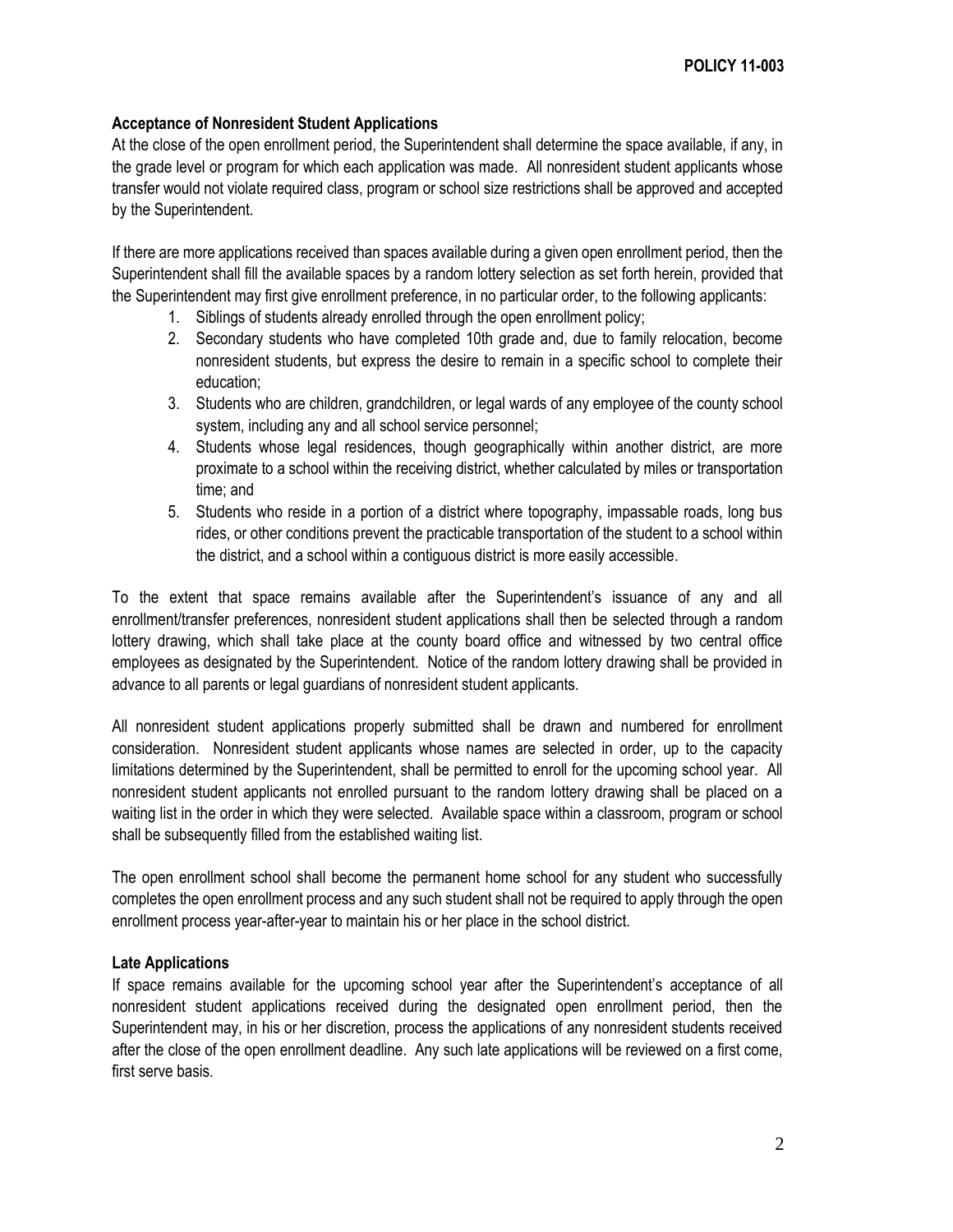**Acceptance of Nonresident Student Applications**

At the close of the open enrollment period, the Superintendent shall determine the space available, if any, in the grade level or program for which each application was made. All nonresident student applicants whose transfer would not violate required class, program or school size restrictions shall be approved and accepted by the Superintendent.

If there are more applications received than spaces available during a given open enrollment period, then the Superintendent shall fill the available spaces by a random lottery selection as set forth herein, provided that the Superintendent may first give enrollment preference, in no particular order, to the following applicants:

1. Siblings of students already enrolled through the open enrollment policy;
2. Secondary students who have completed 10th grade and, due to family relocation, become nonresident students, but express the desire to remain in a specific school to complete their education;
3. Students who are children, grandchildren, or legal wards of any employee of the county school system, including any and all school service personnel;
4. Students whose legal residences, though geographically within another district, are more proximate to a school within the receiving district, whether calculated by miles or transportation time; and
5. Students who reside in a portion of a district where topography, impassable roads, long bus rides, or other conditions prevent the practicable transportation of the student to a school within the district, and a school within a contiguous district is more easily accessible.

To the extent that space remains available after the Superintendent's issuance of any and all enrollment/transfer preferences, nonresident student applications shall then be selected through a random lottery drawing, which shall take place at the county board office and witnessed by two central office employees as designated by the Superintendent. Notice of the random lottery drawing shall be provided in advance to all parents or legal guardians of nonresident student applicants.

All nonresident student applications properly submitted shall be drawn and numbered for enrollment consideration. Nonresident student applicants whose names are selected in order, up to the capacity limitations determined by the Superintendent, shall be permitted to enroll for the upcoming school year. All nonresident student applicants not enrolled pursuant to the random lottery drawing shall be placed on a waiting list in the order in which they were selected. Available space within a classroom, program or school shall be subsequently filled from the established waiting list.

The open enrollment school shall become the permanent home school for any student who successfully completes the open enrollment process and any such student shall not be required to apply through the open enrollment process year-after-year to maintain his or her place in the school district.

**Late Applications**

If space remains available for the upcoming school year after the Superintendent's acceptance of all nonresident student applications received during the designated open enrollment period, then the Superintendent may, in his or her discretion, process the applications of any nonresident students received after the close of the open enrollment deadline. Any such late applications will be reviewed on a first come, first serve basis.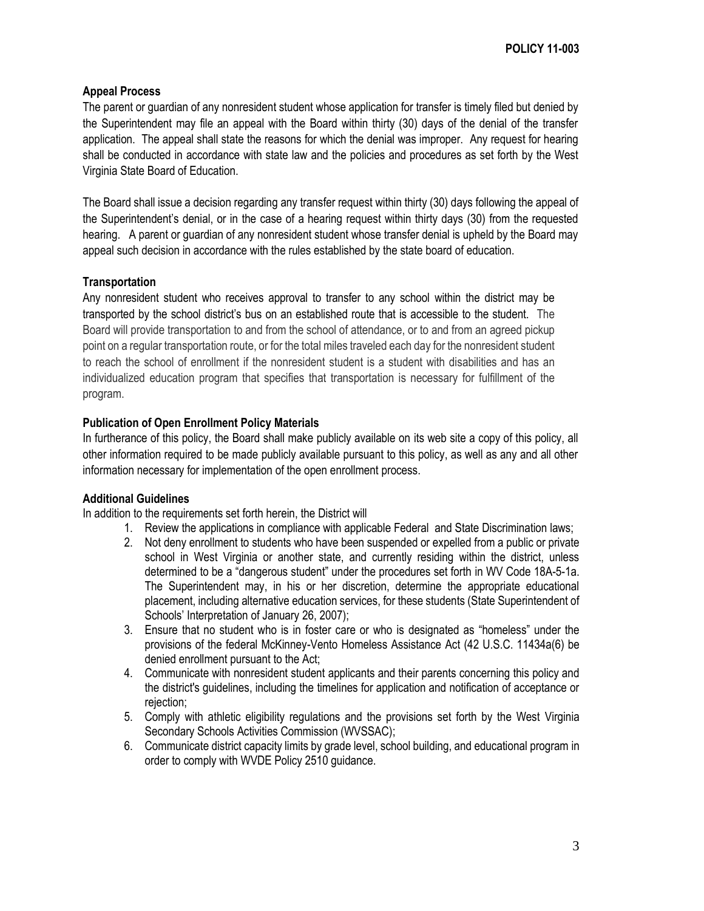**Appeal Process**

The parent or guardian of any nonresident student whose application for transfer is timely filed but denied by the Superintendent may file an appeal with the Board within thirty (30) days of the denial of the transfer application. The appeal shall state the reasons for which the denial was improper. Any request for hearing shall be conducted in accordance with state law and the policies and procedures as set forth by the West Virginia State Board of Education.

The Board shall issue a decision regarding any transfer request within thirty (30) days following the appeal of the Superintendent's denial, or in the case of a hearing request within thirty days (30) from the requested hearing. A parent or guardian of any nonresident student whose transfer denial is upheld by the Board may appeal such decision in accordance with the rules established by the state board of education.

**Transportation**

Any nonresident student who receives approval to transfer to any school within the district may be transported by the school district's bus on an established route that is accessible to the student. The Board will provide transportation to and from the school of attendance, or to and from an agreed pickup point on a regular transportation route, or for the total miles traveled each day for the nonresident student to reach the school of enrollment if the nonresident student is a student with disabilities and has an individualized education program that specifies that transportation is necessary for fulfillment of the program.

**Publication of Open Enrollment Policy Materials**

In furtherance of this policy, the Board shall make publicly available on its web site a copy of this policy, all other information required to be made publicly available pursuant to this policy, as well as any and all other information necessary for implementation of the open enrollment process.

**Additional Guidelines**

In addition to the requirements set forth herein, the District will

1. Review the applications in compliance with applicable Federal and State Discrimination laws;
2. Not deny enrollment to students who have been suspended or expelled from a public or private school in West Virginia or another state, and currently residing within the district, unless determined to be a "dangerous student" under the procedures set forth in WV Code 18A-5-1a. The Superintendent may, in his or her discretion, determine the appropriate educational placement, including alternative education services, for these students (State Superintendent of Schools' Interpretation of January 26, 2007);
3. Ensure that no student who is in foster care or who is designated as "homeless" under the provisions of the federal McKinney-Vento Homeless Assistance Act (42 U.S.C. 11434a(6) be denied enrollment pursuant to the Act;
4. Communicate with nonresident student applicants and their parents concerning this policy and the district's guidelines, including the timelines for application and notification of acceptance or rejection;
5. Comply with athletic eligibility regulations and the provisions set forth by the West Virginia Secondary Schools Activities Commission (WVSSAC);
6. Communicate district capacity limits by grade level, school building, and educational program in order to comply with WVDE Policy 2510 guidance.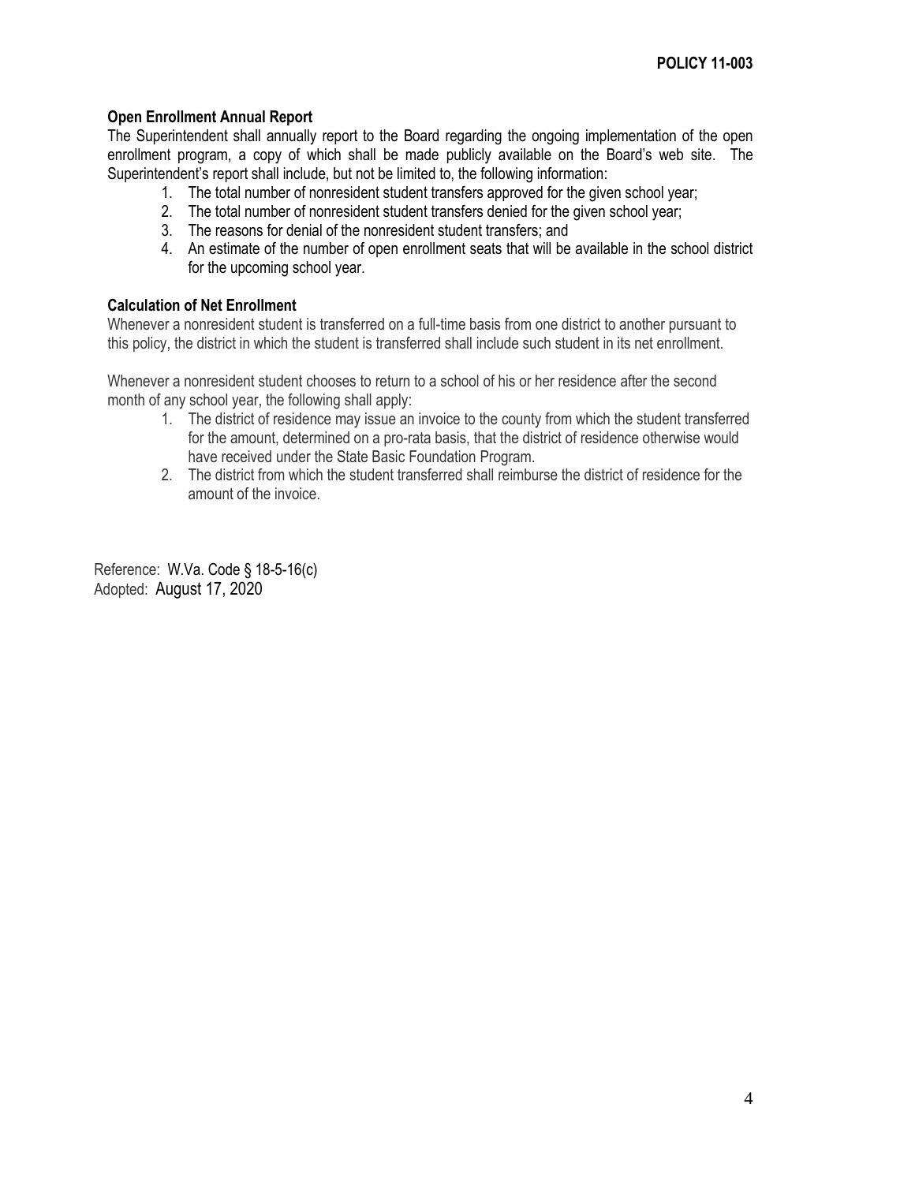**Open Enrollment Annual Report**

The Superintendent shall annually report to the Board regarding the ongoing implementation of the open enrollment program, a copy of which shall be made publicly available on the Board's web site. The Superintendent's report shall include, but not be limited to, the following information:

1. The total number of nonresident student transfers approved for the given school year;
2. The total number of nonresident student transfers denied for the given school year;
3. The reasons for denial of the nonresident student transfers; and
4. An estimate of the number of open enrollment seats that will be available in the school district for the upcoming school year.

**Calculation of Net Enrollment**

Whenever a nonresident student is transferred on a full-time basis from one district to another pursuant to this policy, the district in which the student is transferred shall include such student in its net enrollment.

Whenever a nonresident student chooses to return to a school of his or her residence after the second month of any school year, the following shall apply:

1. The district of residence may issue an invoice to the county from which the student transferred for the amount, determined on a pro-rata basis, that the district of residence otherwise would have received under the State Basic Foundation Program.
2. The district from which the student transferred shall reimburse the district of residence for the amount of the invoice.

Reference: W.Va. Code § 18-5-16(c)
Adopted: August 17, 2020